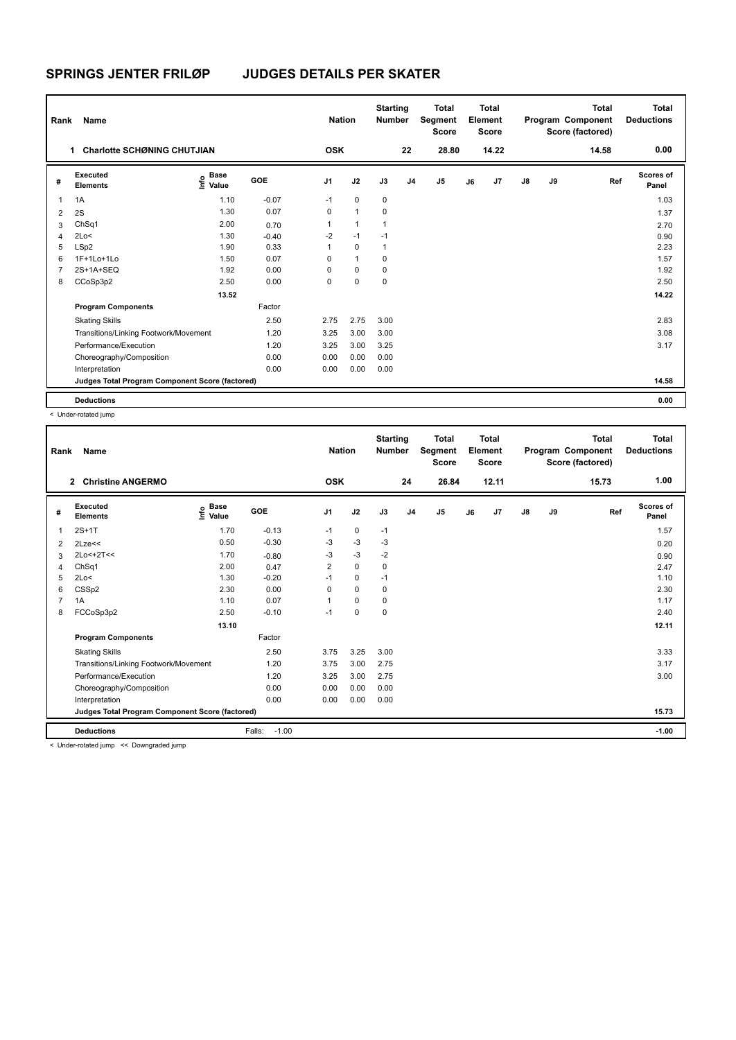# SPRINGS JENTER FRILØP JUDGES DETAILS PER SKATER

| Rank | Name | Nation | Starting Number | Total Segment Score | Total Element Score | Total Program Component Score (factored) | Total Deductions |
|---|---|---|---|---|---|---|---|
| 1 | Charlotte SCHØNING CHUTJIAN | OSK | 22 | 28.80 | 14.22 | 14.58 | 0.00 |

| # | Executed Elements | Info | Base Value | GOE | J1 | J2 | J3 | J4 | J5 | J6 | J7 | J8 | J9 | Ref | Scores of Panel |
|---|---|---|---|---|---|---|---|---|---|---|---|---|---|---|---|
| 1 | 1A | | 1.10 | -0.07 | -1 | 0 | 0 | | | | | | | | 1.03 |
| 2 | 2S | | 1.30 | 0.07 | 0 | 1 | 0 | | | | | | | | 1.37 |
| 3 | ChSq1 | | 2.00 | 0.70 | 1 | 1 | 1 | | | | | | | | 2.70 |
| 4 | 2Lo< | | 1.30 | -0.40 | -2 | -1 | -1 | | | | | | | | 0.90 |
| 5 | LSp2 | | 1.90 | 0.33 | 1 | 0 | 1 | | | | | | | | 2.23 |
| 6 | 1F+1Lo+1Lo | | 1.50 | 0.07 | 0 | 1 | 0 | | | | | | | | 1.57 |
| 7 | 2S+1A+SEQ | | 1.92 | 0.00 | 0 | 0 | 0 | | | | | | | | 1.92 |
| 8 | CCoSp3p2 | | 2.50 | 0.00 | 0 | 0 | 0 | | | | | | | | 2.50 |
| | | | 13.52 | | | | | | | | | | | | 14.22 |
| | **Program Components** | | | Factor | | | | | | | | | | | |
| | Skating Skills | | | 2.50 | 2.75 | 2.75 | 3.00 | | | | | | | | 2.83 |
| | Transitions/Linking Footwork/Movement | | | 1.20 | 3.25 | 3.00 | 3.00 | | | | | | | | 3.08 |
| | Performance/Execution | | | 1.20 | 3.25 | 3.00 | 3.25 | | | | | | | | 3.17 |
| | Choreography/Composition | | | 0.00 | 0.00 | 0.00 | 0.00 | | | | | | | | |
| | Interpretation | | | 0.00 | 0.00 | 0.00 | 0.00 | | | | | | | | |
| | **Judges Total Program Component Score (factored)** | | | | | | | | | | | | | | 14.58 |
| | **Deductions** | | | | | | | | | | | | | | 0.00 |

< Under-rotated jump

| Rank | Name | Nation | Starting Number | Total Segment Score | Total Element Score | Total Program Component Score (factored) | Total Deductions |
|---|---|---|---|---|---|---|---|
| 2 | Christine ANGERMO | OSK | 24 | 26.84 | 12.11 | 15.73 | 1.00 |

| # | Executed Elements | Info | Base Value | GOE | J1 | J2 | J3 | J4 | J5 | J6 | J7 | J8 | J9 | Ref | Scores of Panel |
|---|---|---|---|---|---|---|---|---|---|---|---|---|---|---|---|
| 1 | 2S+1T | | 1.70 | -0.13 | -1 | 0 | -1 | | | | | | | | 1.57 |
| 2 | 2Lze<< | | 0.50 | -0.30 | -3 | -3 | -3 | | | | | | | | 0.20 |
| 3 | 2Lo<+2T<< | | 1.70 | -0.80 | -3 | -3 | -2 | | | | | | | | 0.90 |
| 4 | ChSq1 | | 2.00 | 0.47 | 2 | 0 | 0 | | | | | | | | 2.47 |
| 5 | 2Lo< | | 1.30 | -0.20 | -1 | 0 | -1 | | | | | | | | 1.10 |
| 6 | CSSp2 | | 2.30 | 0.00 | 0 | 0 | 0 | | | | | | | | 2.30 |
| 7 | 1A | | 1.10 | 0.07 | 1 | 0 | 0 | | | | | | | | 1.17 |
| 8 | FCCoSp3p2 | | 2.50 | -0.10 | -1 | 0 | 0 | | | | | | | | 2.40 |
| | | | 13.10 | | | | | | | | | | | | 12.11 |
| | **Program Components** | | | Factor | | | | | | | | | | | |
| | Skating Skills | | | 2.50 | 3.75 | 3.25 | 3.00 | | | | | | | | 3.33 |
| | Transitions/Linking Footwork/Movement | | | 1.20 | 3.75 | 3.00 | 2.75 | | | | | | | | 3.17 |
| | Performance/Execution | | | 1.20 | 3.25 | 3.00 | 2.75 | | | | | | | | 3.00 |
| | Choreography/Composition | | | 0.00 | 0.00 | 0.00 | 0.00 | | | | | | | | |
| | Interpretation | | | 0.00 | 0.00 | 0.00 | 0.00 | | | | | | | | |
| | **Judges Total Program Component Score (factored)** | | | | | | | | | | | | | | 15.73 |
| | **Deductions** | | | Falls: -1.00 | | | | | | | | | | | -1.00 |

< Under-rotated jump << Downgraded jump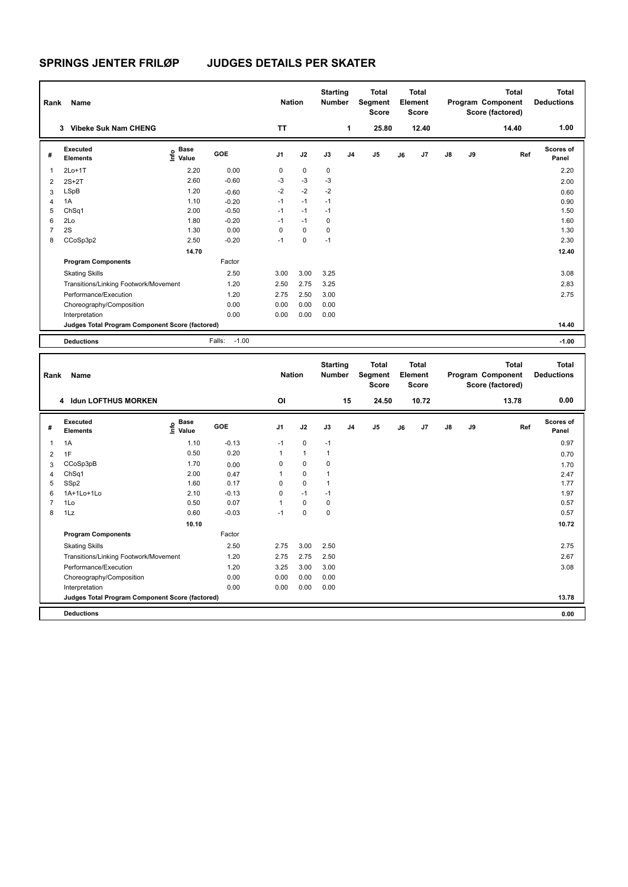# SPRINGS JENTER FRILØP JUDGES DETAILS PER SKATER

| Rank | Name | Nation | Starting Number | Total Segment Score | Total Element Score | Total Program Component Score (factored) | Total Deductions |
|---|---|---|---|---|---|---|---|
| 3 | Vibeke Suk Nam CHENG | TT | 1 | 25.80 | 12.40 | 14.40 | 1.00 |

| # | Executed Elements | Info | Base Value | GOE | J1 | J2 | J3 | J4 | J5 | J6 | J7 | J8 | J9 | Ref | Scores of Panel |
|---|---|---|---|---|---|---|---|---|---|---|---|---|---|---|---|
| 1 | 2Lo+1T | | 2.20 | 0.00 | 0 | 0 | 0 | | | | | | | | 2.20 |
| 2 | 2S+2T | | 2.60 | -0.60 | -3 | -3 | -3 | | | | | | | | 2.00 |
| 3 | LSpB | | 1.20 | -0.60 | -2 | -2 | -2 | | | | | | | | 0.60 |
| 4 | 1A | | 1.10 | -0.20 | -1 | -1 | -1 | | | | | | | | 0.90 |
| 5 | ChSq1 | | 2.00 | -0.50 | -1 | -1 | -1 | | | | | | | | 1.50 |
| 6 | 2Lo | | 1.80 | -0.20 | -1 | -1 | 0 | | | | | | | | 1.60 |
| 7 | 2S | | 1.30 | 0.00 | 0 | 0 | 0 | | | | | | | | 1.30 |
| 8 | CCoSp3p2 | | 2.50 | -0.20 | -1 | 0 | -1 | | | | | | | | 2.30 |
| | | | 14.70 | | | | | | | | | | | | 12.40 |
| | **Program Components** | | | Factor | | | | | | | | | | | |
| | Skating Skills | | | 2.50 | 3.00 | 3.00 | 3.25 | | | | | | | | 3.08 |
| | Transitions/Linking Footwork/Movement | | | 1.20 | 2.50 | 2.75 | 3.25 | | | | | | | | 2.83 |
| | Performance/Execution | | | 1.20 | 2.75 | 2.50 | 3.00 | | | | | | | | 2.75 |
| | Choreography/Composition | | | 0.00 | 0.00 | 0.00 | 0.00 | | | | | | | | |
| | Interpretation | | | 0.00 | 0.00 | 0.00 | 0.00 | | | | | | | | |
| | **Judges Total Program Component Score (factored)** | | | | | | | | | | | | | | 14.40 |
| | **Deductions** | | | Falls: -1.00 | | | | | | | | | | | -1.00 |

| Rank | Name | Nation | Starting Number | Total Segment Score | Total Element Score | Total Program Component Score (factored) | Total Deductions |
|---|---|---|---|---|---|---|---|
| 4 | Idun LOFTHUS MORKEN | OI | 15 | 24.50 | 10.72 | 13.78 | 0.00 |

| # | Executed Elements | Info | Base Value | GOE | J1 | J2 | J3 | J4 | J5 | J6 | J7 | J8 | J9 | Ref | Scores of Panel |
|---|---|---|---|---|---|---|---|---|---|---|---|---|---|---|---|
| 1 | 1A | | 1.10 | -0.13 | -1 | 0 | -1 | | | | | | | | 0.97 |
| 2 | 1F | | 0.50 | 0.20 | 1 | 1 | 1 | | | | | | | | 0.70 |
| 3 | CCoSp3pB | | 1.70 | 0.00 | 0 | 0 | 0 | | | | | | | | 1.70 |
| 4 | ChSq1 | | 2.00 | 0.47 | 1 | 0 | 1 | | | | | | | | 2.47 |
| 5 | SSp2 | | 1.60 | 0.17 | 0 | 0 | 1 | | | | | | | | 1.77 |
| 6 | 1A+1Lo+1Lo | | 2.10 | -0.13 | 0 | -1 | -1 | | | | | | | | 1.97 |
| 7 | 1Lo | | 0.50 | 0.07 | 1 | 0 | 0 | | | | | | | | 0.57 |
| 8 | 1Lz | | 0.60 | -0.03 | -1 | 0 | 0 | | | | | | | | 0.57 |
| | | | 10.10 | | | | | | | | | | | | 10.72 |
| | **Program Components** | | | Factor | | | | | | | | | | | |
| | Skating Skills | | | 2.50 | 2.75 | 3.00 | 2.50 | | | | | | | | 2.75 |
| | Transitions/Linking Footwork/Movement | | | 1.20 | 2.75 | 2.75 | 2.50 | | | | | | | | 2.67 |
| | Performance/Execution | | | 1.20 | 3.25 | 3.00 | 3.00 | | | | | | | | 3.08 |
| | Choreography/Composition | | | 0.00 | 0.00 | 0.00 | 0.00 | | | | | | | | |
| | Interpretation | | | 0.00 | 0.00 | 0.00 | 0.00 | | | | | | | | |
| | **Judges Total Program Component Score (factored)** | | | | | | | | | | | | | | 13.78 |
| | **Deductions** | | | | | | | | | | | | | | 0.00 |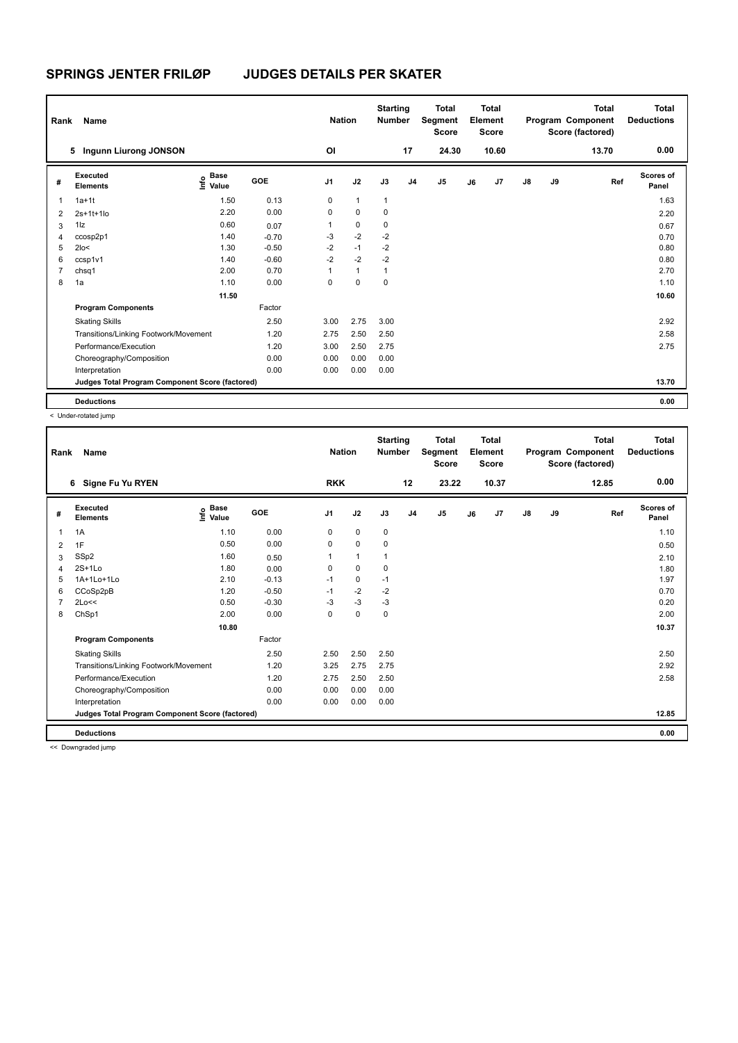# SPRINGS JENTER FRILØP JUDGES DETAILS PER SKATER

| Rank | Name | Nation | Starting Number | Total Segment Score | Total Element Score | Total Program Component Score (factored) | Total Deductions |
|---|---|---|---|---|---|---|---|
| 5 | Ingunn Liurong JONSON | OI | 17 | 24.30 | 10.60 | 13.70 | 0.00 |

| # | Executed Elements | Info | Base Value | GOE | J1 | J2 | J3 | J4 | J5 | J6 | J7 | J8 | J9 | Ref | Scores of Panel |
|---|---|---|---|---|---|---|---|---|---|---|---|---|---|---|---|
| 1 | 1a+1t | | 1.50 | 0.13 | 0 | 1 | 1 | | | | | | | | 1.63 |
| 2 | 2s+1t+1lo | | 2.20 | 0.00 | 0 | 0 | 0 | | | | | | | | 2.20 |
| 3 | 1lz | | 0.60 | 0.07 | 1 | 0 | 0 | | | | | | | | 0.67 |
| 4 | ccosp2p1 | | 1.40 | -0.70 | -3 | -2 | -2 | | | | | | | | 0.70 |
| 5 | 2lo< | | 1.30 | -0.50 | -2 | -1 | -2 | | | | | | | | 0.80 |
| 6 | ccsp1v1 | | 1.40 | -0.60 | -2 | -2 | -2 | | | | | | | | 0.80 |
| 7 | chsq1 | | 2.00 | 0.70 | 1 | 1 | 1 | | | | | | | | 2.70 |
| 8 | 1a | | 1.10 | 0.00 | 0 | 0 | 0 | | | | | | | | 1.10 |
| | | | 11.50 | | | | | | | | | | | | 10.60 |
| | **Program Components** | | | Factor | | | | | | | | | | | |
| | Skating Skills | | | 2.50 | 3.00 | 2.75 | 3.00 | | | | | | | | 2.92 |
| | Transitions/Linking Footwork/Movement | | | 1.20 | 2.75 | 2.50 | 2.50 | | | | | | | | 2.58 |
| | Performance/Execution | | | 1.20 | 3.00 | 2.50 | 2.75 | | | | | | | | 2.75 |
| | Choreography/Composition | | | 0.00 | 0.00 | 0.00 | 0.00 | | | | | | | | |
| | Interpretation | | | 0.00 | 0.00 | 0.00 | 0.00 | | | | | | | | |
| | **Judges Total Program Component Score (factored)** | | | | | | | | | | | | | | 13.70 |
| | **Deductions** | | | | | | | | | | | | | | 0.00 |

< Under-rotated jump

| Rank | Name | Nation | Starting Number | Total Segment Score | Total Element Score | Total Program Component Score (factored) | Total Deductions |
|---|---|---|---|---|---|---|---|
| 6 | Signe Fu Yu RYEN | RKK | 12 | 23.22 | 10.37 | 12.85 | 0.00 |

| # | Executed Elements | Info | Base Value | GOE | J1 | J2 | J3 | J4 | J5 | J6 | J7 | J8 | J9 | Ref | Scores of Panel |
|---|---|---|---|---|---|---|---|---|---|---|---|---|---|---|---|
| 1 | 1A | | 1.10 | 0.00 | 0 | 0 | 0 | | | | | | | | 1.10 |
| 2 | 1F | | 0.50 | 0.00 | 0 | 0 | 0 | | | | | | | | 0.50 |
| 3 | SSp2 | | 1.60 | 0.50 | 1 | 1 | 1 | | | | | | | | 2.10 |
| 4 | 2S+1Lo | | 1.80 | 0.00 | 0 | 0 | 0 | | | | | | | | 1.80 |
| 5 | 1A+1Lo+1Lo | | 2.10 | -0.13 | -1 | 0 | -1 | | | | | | | | 1.97 |
| 6 | CCoSp2pB | | 1.20 | -0.50 | -1 | -2 | -2 | | | | | | | | 0.70 |
| 7 | 2Lo<< | | 0.50 | -0.30 | -3 | -3 | -3 | | | | | | | | 0.20 |
| 8 | ChSp1 | | 2.00 | 0.00 | 0 | 0 | 0 | | | | | | | | 2.00 |
| | | | 10.80 | | | | | | | | | | | | 10.37 |
| | **Program Components** | | | Factor | | | | | | | | | | | |
| | Skating Skills | | | 2.50 | 2.50 | 2.50 | 2.50 | | | | | | | | 2.50 |
| | Transitions/Linking Footwork/Movement | | | 1.20 | 3.25 | 2.75 | 2.75 | | | | | | | | 2.92 |
| | Performance/Execution | | | 1.20 | 2.75 | 2.50 | 2.50 | | | | | | | | 2.58 |
| | Choreography/Composition | | | 0.00 | 0.00 | 0.00 | 0.00 | | | | | | | | |
| | Interpretation | | | 0.00 | 0.00 | 0.00 | 0.00 | | | | | | | | |
| | **Judges Total Program Component Score (factored)** | | | | | | | | | | | | | | 12.85 |
| | **Deductions** | | | | | | | | | | | | | | 0.00 |

<< Downgraded jump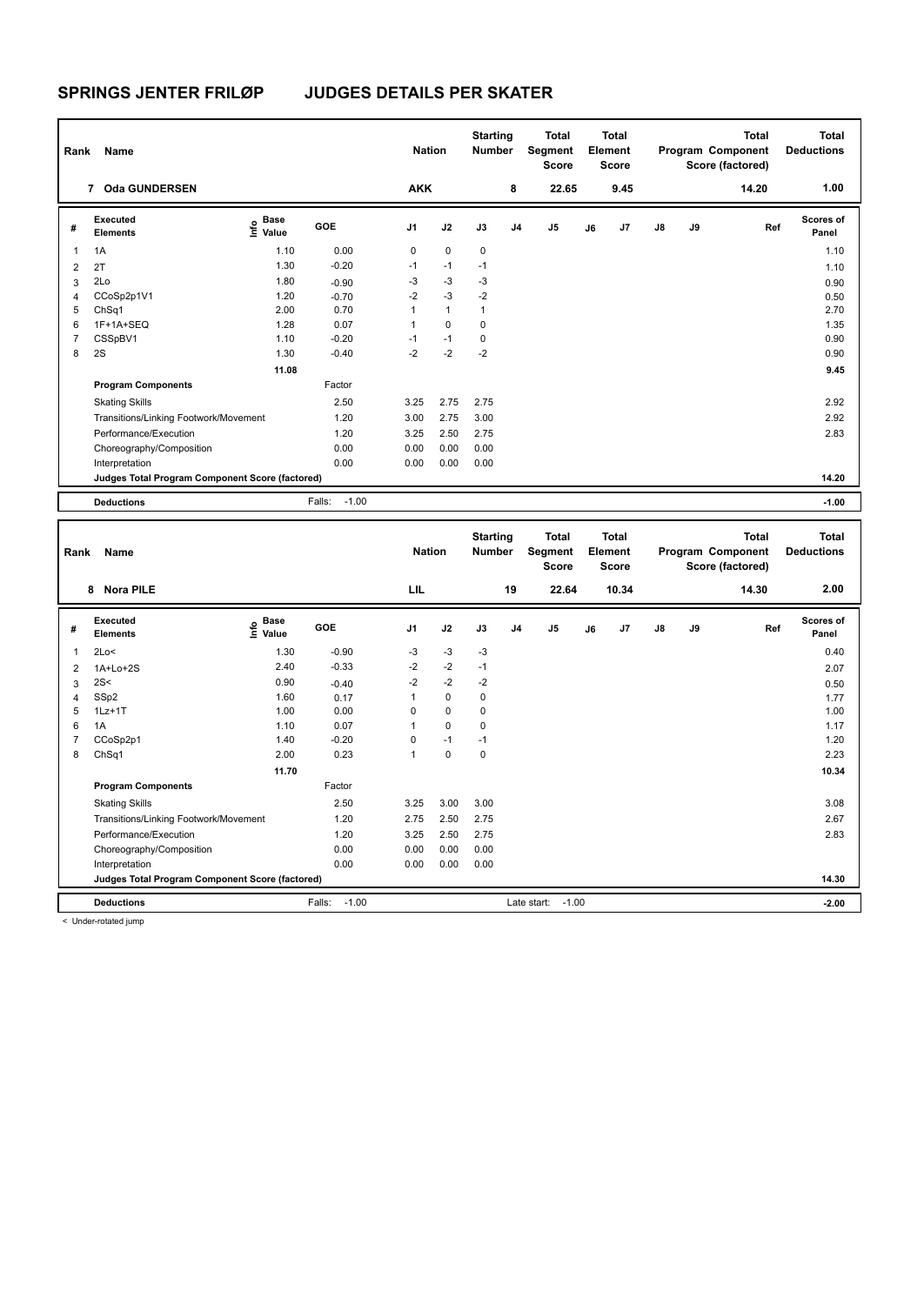# SPRINGS JENTER FRILØP JUDGES DETAILS PER SKATER

| Rank | Name | Nation | Starting Number | Total Segment Score | Total Element Score | Total Program Component Score (factored) | Total Deductions |
|---|---|---|---|---|---|---|---|
| 7 | Oda GUNDERSEN | AKK | 8 | 22.65 | 9.45 | 14.20 | 1.00 |

| # | Executed Elements | Info | Base Value | GOE | J1 | J2 | J3 | J4 | J5 | J6 | J7 | J8 | J9 | Ref | Scores of Panel |
|---|---|---|---|---|---|---|---|---|---|---|---|---|---|---|---|
| 1 | 1A | | 1.10 | 0.00 | 0 | 0 | 0 | | | | | | | | 1.10 |
| 2 | 2T | | 1.30 | -0.20 | -1 | -1 | -1 | | | | | | | | 1.10 |
| 3 | 2Lo | | 1.80 | -0.90 | -3 | -3 | -3 | | | | | | | | 0.90 |
| 4 | CCoSp2p1V1 | | 1.20 | -0.70 | -2 | -3 | -2 | | | | | | | | 0.50 |
| 5 | ChSq1 | | 2.00 | 0.70 | 1 | 1 | 1 | | | | | | | | 2.70 |
| 6 | 1F+1A+SEQ | | 1.28 | 0.07 | 1 | 0 | 0 | | | | | | | | 1.35 |
| 7 | CSSpBV1 | | 1.10 | -0.20 | -1 | -1 | 0 | | | | | | | | 0.90 |
| 8 | 2S | | 1.30 | -0.40 | -2 | -2 | -2 | | | | | | | | 0.90 |
| | | | 11.08 | | | | | | | | | | | | 9.45 |
| | **Program Components** | | | Factor | | | | | | | | | | | |
| | Skating Skills | | | 2.50 | 3.25 | 2.75 | 2.75 | | | | | | | | 2.92 |
| | Transitions/Linking Footwork/Movement | | | 1.20 | 3.00 | 2.75 | 3.00 | | | | | | | | 2.92 |
| | Performance/Execution | | | 1.20 | 3.25 | 2.50 | 2.75 | | | | | | | | 2.83 |
| | Choreography/Composition | | | 0.00 | 0.00 | 0.00 | 0.00 | | | | | | | | |
| | Interpretation | | | 0.00 | 0.00 | 0.00 | 0.00 | | | | | | | | |
| | **Judges Total Program Component Score (factored)** | | | | | | | | | | | | | | 14.20 |
| | **Deductions** | | | Falls: -1.00 | | | | | | | | | | | -1.00 |

| Rank | Name | Nation | Starting Number | Total Segment Score | Total Element Score | Total Program Component Score (factored) | Total Deductions |
|---|---|---|---|---|---|---|---|
| 8 | Nora PILE | LIL | 19 | 22.64 | 10.34 | 14.30 | 2.00 |

| # | Executed Elements | Info | Base Value | GOE | J1 | J2 | J3 | J4 | J5 | J6 | J7 | J8 | J9 | Ref | Scores of Panel |
|---|---|---|---|---|---|---|---|---|---|---|---|---|---|---|---|
| 1 | 2Lo< | | 1.30 | -0.90 | -3 | -3 | -3 | | | | | | | | 0.40 |
| 2 | 1A+Lo+2S | | 2.40 | -0.33 | -2 | -2 | -1 | | | | | | | | 2.07 |
| 3 | 2S< | | 0.90 | -0.40 | -2 | -2 | -2 | | | | | | | | 0.50 |
| 4 | SSp2 | | 1.60 | 0.17 | 1 | 0 | 0 | | | | | | | | 1.77 |
| 5 | 1Lz+1T | | 1.00 | 0.00 | 0 | 0 | 0 | | | | | | | | 1.00 |
| 6 | 1A | | 1.10 | 0.07 | 1 | 0 | 0 | | | | | | | | 1.17 |
| 7 | CCoSp2p1 | | 1.40 | -0.20 | 0 | -1 | -1 | | | | | | | | 1.20 |
| 8 | ChSq1 | | 2.00 | 0.23 | 1 | 0 | 0 | | | | | | | | 2.23 |
| | | | 11.70 | | | | | | | | | | | | 10.34 |
| | **Program Components** | | | Factor | | | | | | | | | | | |
| | Skating Skills | | | 2.50 | 3.25 | 3.00 | 3.00 | | | | | | | | 3.08 |
| | Transitions/Linking Footwork/Movement | | | 1.20 | 2.75 | 2.50 | 2.75 | | | | | | | | 2.67 |
| | Performance/Execution | | | 1.20 | 3.25 | 2.50 | 2.75 | | | | | | | | 2.83 |
| | Choreography/Composition | | | 0.00 | 0.00 | 0.00 | 0.00 | | | | | | | | |
| | Interpretation | | | 0.00 | 0.00 | 0.00 | 0.00 | | | | | | | | |
| | **Judges Total Program Component Score (factored)** | | | | | | | | | | | | | | 14.30 |
| | **Deductions** | | | Falls: -1.00 | | | | Late start: -1.00 | | | | | | | -2.00 |

< Under-rotated jump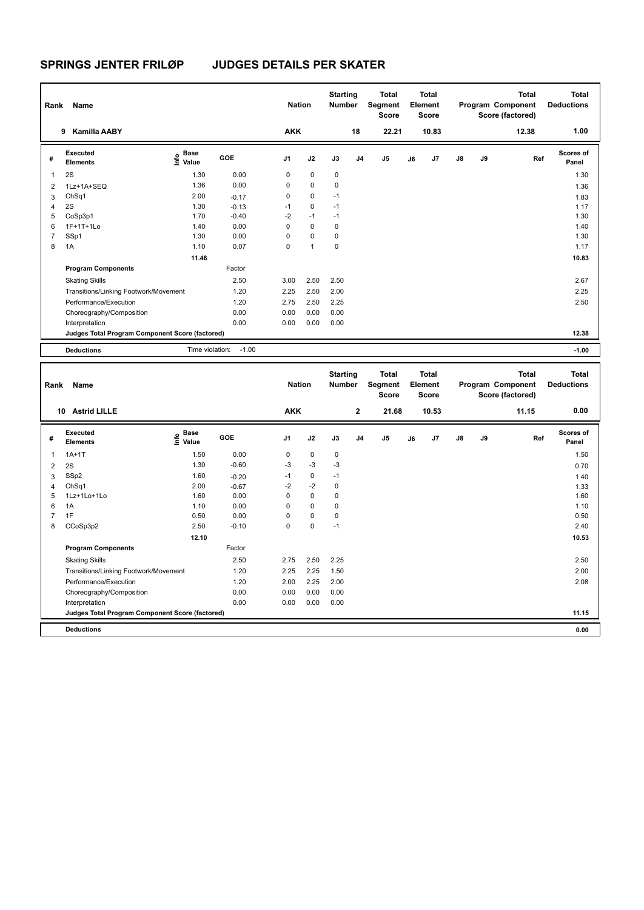# SPRINGS JENTER FRILØP JUDGES DETAILS PER SKATER

| Rank | Name | Nation | Starting Number | Total Segment Score | Total Element Score | Total Program Component Score (factored) | Total Deductions |
|---|---|---|---|---|---|---|---|
| 9 | Kamilla AABY | AKK | 18 | 22.21 | 10.83 | 12.38 | 1.00 |

| # | Executed Elements | Info | Base Value | GOE | J1 | J2 | J3 | J4 | J5 | J6 | J7 | J8 | J9 | Ref | Scores of Panel |
|---|---|---|---|---|---|---|---|---|---|---|---|---|---|---|---|
| 1 | 2S | | 1.30 | 0.00 | 0 | 0 | 0 | | | | | | | | 1.30 |
| 2 | 1Lz+1A+SEQ | | 1.36 | 0.00 | 0 | 0 | 0 | | | | | | | | 1.36 |
| 3 | ChSq1 | | 2.00 | -0.17 | 0 | 0 | -1 | | | | | | | | 1.83 |
| 4 | 2S | | 1.30 | -0.13 | -1 | 0 | -1 | | | | | | | | 1.17 |
| 5 | CoSp3p1 | | 1.70 | -0.40 | -2 | -1 | -1 | | | | | | | | 1.30 |
| 6 | 1F+1T+1Lo | | 1.40 | 0.00 | 0 | 0 | 0 | | | | | | | | 1.40 |
| 7 | SSp1 | | 1.30 | 0.00 | 0 | 0 | 0 | | | | | | | | 1.30 |
| 8 | 1A | | 1.10 | 0.07 | 0 | 1 | 0 | | | | | | | | 1.17 |
| | | | 11.46 | | | | | | | | | | | | 10.83 |
| | **Program Components** | | | Factor | | | | | | | | | | | |
| | Skating Skills | | | 2.50 | 3.00 | 2.50 | 2.50 | | | | | | | | 2.67 |
| | Transitions/Linking Footwork/Movement | | | 1.20 | 2.25 | 2.50 | 2.00 | | | | | | | | 2.25 |
| | Performance/Execution | | | 1.20 | 2.75 | 2.50 | 2.25 | | | | | | | | 2.50 |
| | Choreography/Composition | | | 0.00 | 0.00 | 0.00 | 0.00 | | | | | | | | |
| | Interpretation | | | 0.00 | 0.00 | 0.00 | 0.00 | | | | | | | | |
| | **Judges Total Program Component Score (factored)** | | | | | | | | | | | | | | 12.38 |
| | **Deductions** | | Time violation: | -1.00 | | | | | | | | | | | -1.00 |

| Rank | Name | Nation | Starting Number | Total Segment Score | Total Element Score | Total Program Component Score (factored) | Total Deductions |
|---|---|---|---|---|---|---|---|
| 10 | Astrid LILLE | AKK | 2 | 21.68 | 10.53 | 11.15 | 0.00 |

| # | Executed Elements | Info | Base Value | GOE | J1 | J2 | J3 | J4 | J5 | J6 | J7 | J8 | J9 | Ref | Scores of Panel |
|---|---|---|---|---|---|---|---|---|---|---|---|---|---|---|---|
| 1 | 1A+1T | | 1.50 | 0.00 | 0 | 0 | 0 | | | | | | | | 1.50 |
| 2 | 2S | | 1.30 | -0.60 | -3 | -3 | -3 | | | | | | | | 0.70 |
| 3 | SSp2 | | 1.60 | -0.20 | -1 | 0 | -1 | | | | | | | | 1.40 |
| 4 | ChSq1 | | 2.00 | -0.67 | -2 | -2 | 0 | | | | | | | | 1.33 |
| 5 | 1Lz+1Lo+1Lo | | 1.60 | 0.00 | 0 | 0 | 0 | | | | | | | | 1.60 |
| 6 | 1A | | 1.10 | 0.00 | 0 | 0 | 0 | | | | | | | | 1.10 |
| 7 | 1F | | 0.50 | 0.00 | 0 | 0 | 0 | | | | | | | | 0.50 |
| 8 | CCoSp3p2 | | 2.50 | -0.10 | 0 | 0 | -1 | | | | | | | | 2.40 |
| | | | 12.10 | | | | | | | | | | | | 10.53 |
| | **Program Components** | | | Factor | | | | | | | | | | | |
| | Skating Skills | | | 2.50 | 2.75 | 2.50 | 2.25 | | | | | | | | 2.50 |
| | Transitions/Linking Footwork/Movement | | | 1.20 | 2.25 | 2.25 | 1.50 | | | | | | | | 2.00 |
| | Performance/Execution | | | 1.20 | 2.00 | 2.25 | 2.00 | | | | | | | | 2.08 |
| | Choreography/Composition | | | 0.00 | 0.00 | 0.00 | 0.00 | | | | | | | | |
| | Interpretation | | | 0.00 | 0.00 | 0.00 | 0.00 | | | | | | | | |
| | **Judges Total Program Component Score (factored)** | | | | | | | | | | | | | | 11.15 |
| | **Deductions** | | | | | | | | | | | | | | 0.00 |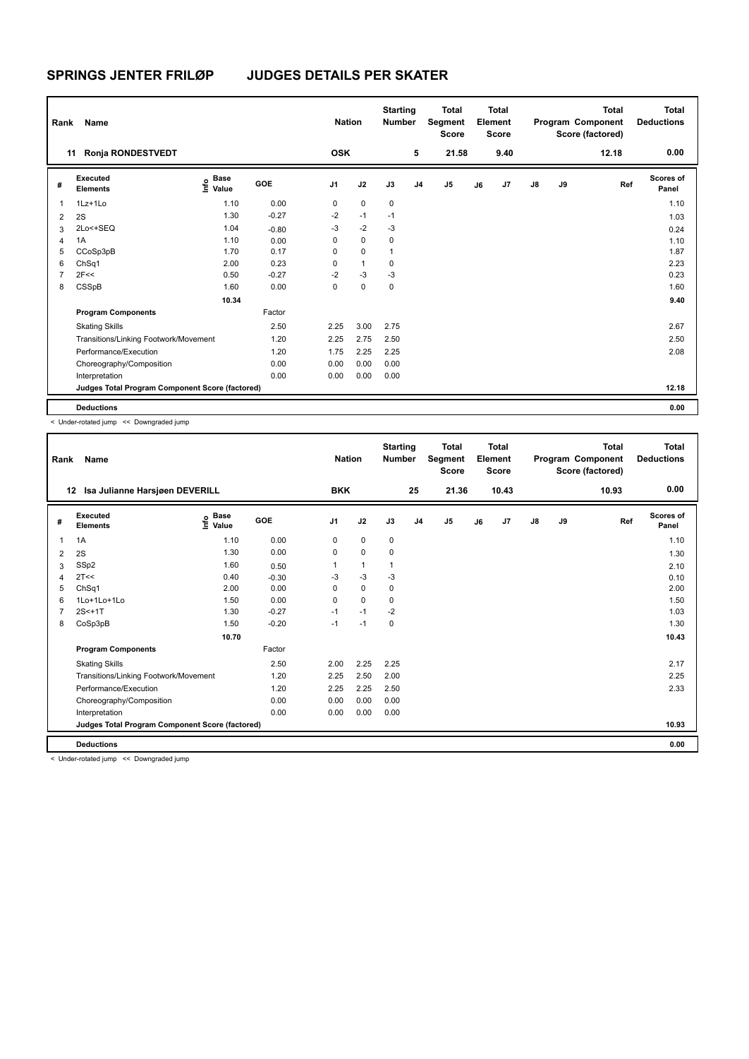# SPRINGS JENTER FRILØP JUDGES DETAILS PER SKATER

| Rank | Name | Nation | Starting Number | Total Segment Score | Total Element Score | Total Program Component Score (factored) | Total Deductions |
|---|---|---|---|---|---|---|---|
| 11 | Ronja RONDESTVEDT | OSK | 5 | 21.58 | 9.40 | 12.18 | 0.00 |

| # | Executed Elements | Info | Base Value | GOE | J1 | J2 | J3 | J4 | J5 | J6 | J7 | J8 | J9 | Ref | Scores of Panel |
|---|---|---|---|---|---|---|---|---|---|---|---|---|---|---|---|
| 1 | 1Lz+1Lo | | 1.10 | 0.00 | 0 | 0 | 0 | | | | | | | | 1.10 |
| 2 | 2S | | 1.30 | -0.27 | -2 | -1 | -1 | | | | | | | | 1.03 |
| 3 | 2Lo<+SEQ | | 1.04 | -0.80 | -3 | -2 | -3 | | | | | | | | 0.24 |
| 4 | 1A | | 1.10 | 0.00 | 0 | 0 | 0 | | | | | | | | 1.10 |
| 5 | CCoSp3pB | | 1.70 | 0.17 | 0 | 0 | 1 | | | | | | | | 1.87 |
| 6 | ChSq1 | | 2.00 | 0.23 | 0 | 1 | 0 | | | | | | | | 2.23 |
| 7 | 2F<< | | 0.50 | -0.27 | -2 | -3 | -3 | | | | | | | | 0.23 |
| 8 | CSSpB | | 1.60 | 0.00 | 0 | 0 | 0 | | | | | | | | 1.60 |
| | | | 10.34 | | | | | | | | | | | | 9.40 |
| | **Program Components** | | | Factor | | | | | | | | | | | |
| | Skating Skills | | | 2.50 | 2.25 | 3.00 | 2.75 | | | | | | | | 2.67 |
| | Transitions/Linking Footwork/Movement | | | 1.20 | 2.25 | 2.75 | 2.50 | | | | | | | | 2.50 |
| | Performance/Execution | | | 1.20 | 1.75 | 2.25 | 2.25 | | | | | | | | 2.08 |
| | Choreography/Composition | | | 0.00 | 0.00 | 0.00 | 0.00 | | | | | | | | |
| | Interpretation | | | 0.00 | 0.00 | 0.00 | 0.00 | | | | | | | | |
| | **Judges Total Program Component Score (factored)** | | | | | | | | | | | | | | 12.18 |
| | **Deductions** | | | | | | | | | | | | | | 0.00 |

< Under-rotated jump << Downgraded jump

| Rank | Name | Nation | Starting Number | Total Segment Score | Total Element Score | Total Program Component Score (factored) | Total Deductions |
|---|---|---|---|---|---|---|---|
| 12 | Isa Julianne Harsjøen DEVERILL | BKK | 25 | 21.36 | 10.43 | 10.93 | 0.00 |

| # | Executed Elements | Info | Base Value | GOE | J1 | J2 | J3 | J4 | J5 | J6 | J7 | J8 | J9 | Ref | Scores of Panel |
|---|---|---|---|---|---|---|---|---|---|---|---|---|---|---|---|
| 1 | 1A | | 1.10 | 0.00 | 0 | 0 | 0 | | | | | | | | 1.10 |
| 2 | 2S | | 1.30 | 0.00 | 0 | 0 | 0 | | | | | | | | 1.30 |
| 3 | SSp2 | | 1.60 | 0.50 | 1 | 1 | 1 | | | | | | | | 2.10 |
| 4 | 2T<< | | 0.40 | -0.30 | -3 | -3 | -3 | | | | | | | | 0.10 |
| 5 | ChSq1 | | 2.00 | 0.00 | 0 | 0 | 0 | | | | | | | | 2.00 |
| 6 | 1Lo+1Lo+1Lo | | 1.50 | 0.00 | 0 | 0 | 0 | | | | | | | | 1.50 |
| 7 | 2S<+1T | | 1.30 | -0.27 | -1 | -1 | -2 | | | | | | | | 1.03 |
| 8 | CoSp3pB | | 1.50 | -0.20 | -1 | -1 | 0 | | | | | | | | 1.30 |
| | | | 10.70 | | | | | | | | | | | | 10.43 |
| | **Program Components** | | | Factor | | | | | | | | | | | |
| | Skating Skills | | | 2.50 | 2.00 | 2.25 | 2.25 | | | | | | | | 2.17 |
| | Transitions/Linking Footwork/Movement | | | 1.20 | 2.25 | 2.50 | 2.00 | | | | | | | | 2.25 |
| | Performance/Execution | | | 1.20 | 2.25 | 2.25 | 2.50 | | | | | | | | 2.33 |
| | Choreography/Composition | | | 0.00 | 0.00 | 0.00 | 0.00 | | | | | | | | |
| | Interpretation | | | 0.00 | 0.00 | 0.00 | 0.00 | | | | | | | | |
| | **Judges Total Program Component Score (factored)** | | | | | | | | | | | | | | 10.93 |
| | **Deductions** | | | | | | | | | | | | | | 0.00 |

< Under-rotated jump << Downgraded jump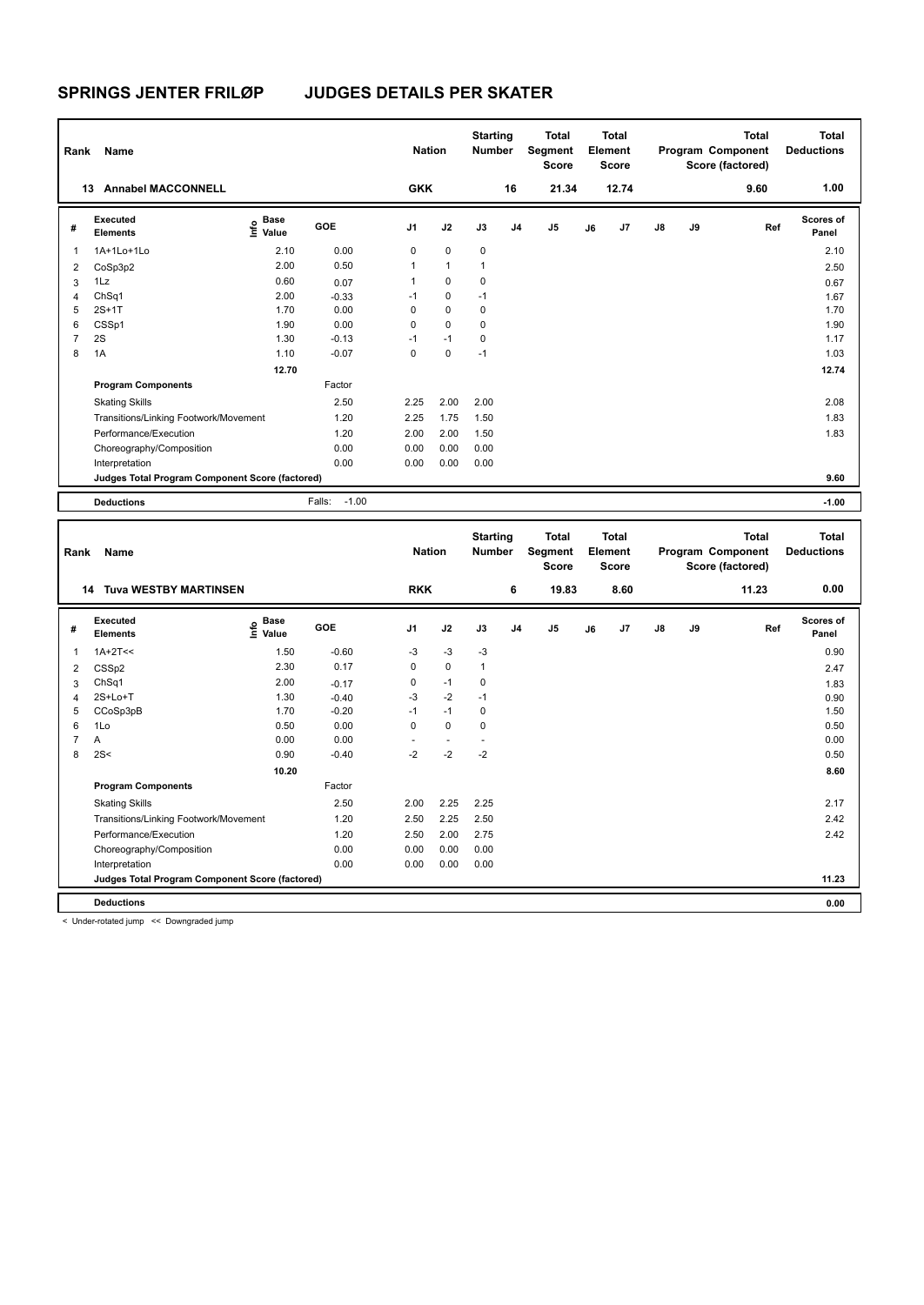# SPRINGS JENTER FRILØP JUDGES DETAILS PER SKATER

| Rank | Name | Nation | Starting Number | Total Segment Score | Total Element Score | Total Program Component Score (factored) | Total Deductions |
|---|---|---|---|---|---|---|---|
| 13 | Annabel MACCONNELL | GKK | 16 | 21.34 | 12.74 | 9.60 | 1.00 |

| # | Executed Elements | Info | Base Value | GOE | J1 | J2 | J3 | J4 | J5 | J6 | J7 | J8 | J9 | Ref | Scores of Panel |
|---|---|---|---|---|---|---|---|---|---|---|---|---|---|---|---|
| 1 | 1A+1Lo+1Lo | | 2.10 | 0.00 | 0 | 0 | 0 | | | | | | | | 2.10 |
| 2 | CoSp3p2 | | 2.00 | 0.50 | 1 | 1 | 1 | | | | | | | | 2.50 |
| 3 | 1Lz | | 0.60 | 0.07 | 1 | 0 | 0 | | | | | | | | 0.67 |
| 4 | ChSq1 | | 2.00 | -0.33 | -1 | 0 | -1 | | | | | | | | 1.67 |
| 5 | 2S+1T | | 1.70 | 0.00 | 0 | 0 | 0 | | | | | | | | 1.70 |
| 6 | CSSp1 | | 1.90 | 0.00 | 0 | 0 | 0 | | | | | | | | 1.90 |
| 7 | 2S | | 1.30 | -0.13 | -1 | -1 | 0 | | | | | | | | 1.17 |
| 8 | 1A | | 1.10 | -0.07 | 0 | 0 | -1 | | | | | | | | 1.03 |
| | | | 12.70 | | | | | | | | | | | | 12.74 |
| | **Program Components** | | | Factor | | | | | | | | | | | |
| | Skating Skills | | | 2.50 | 2.25 | 2.00 | 2.00 | | | | | | | | 2.08 |
| | Transitions/Linking Footwork/Movement | | | 1.20 | 2.25 | 1.75 | 1.50 | | | | | | | | 1.83 |
| | Performance/Execution | | | 1.20 | 2.00 | 2.00 | 1.50 | | | | | | | | 1.83 |
| | Choreography/Composition | | | 0.00 | 0.00 | 0.00 | 0.00 | | | | | | | | |
| | Interpretation | | | 0.00 | 0.00 | 0.00 | 0.00 | | | | | | | | |
| | **Judges Total Program Component Score (factored)** | | | | | | | | | | | | | | 9.60 |
| | **Deductions** | | | Falls: -1.00 | | | | | | | | | | | -1.00 |

| Rank | Name | Nation | Starting Number | Total Segment Score | Total Element Score | Total Program Component Score (factored) | Total Deductions |
|---|---|---|---|---|---|---|---|
| 14 | Tuva WESTBY MARTINSEN | RKK | 6 | 19.83 | 8.60 | 11.23 | 0.00 |

| # | Executed Elements | Info | Base Value | GOE | J1 | J2 | J3 | J4 | J5 | J6 | J7 | J8 | J9 | Ref | Scores of Panel |
|---|---|---|---|---|---|---|---|---|---|---|---|---|---|---|---|
| 1 | 1A+2T<< | | 1.50 | -0.60 | -3 | -3 | -3 | | | | | | | | 0.90 |
| 2 | CSSp2 | | 2.30 | 0.17 | 0 | 0 | 1 | | | | | | | | 2.47 |
| 3 | ChSq1 | | 2.00 | -0.17 | 0 | -1 | 0 | | | | | | | | 1.83 |
| 4 | 2S+Lo+T | | 1.30 | -0.40 | -3 | -2 | -1 | | | | | | | | 0.90 |
| 5 | CCoSp3pB | | 1.70 | -0.20 | -1 | -1 | 0 | | | | | | | | 1.50 |
| 6 | 1Lo | | 0.50 | 0.00 | 0 | 0 | 0 | | | | | | | | 0.50 |
| 7 | A | | 0.00 | 0.00 | - | - | - | | | | | | | | 0.00 |
| 8 | 2S< | | 0.90 | -0.40 | -2 | -2 | -2 | | | | | | | | 0.50 |
| | | | 10.20 | | | | | | | | | | | | 8.60 |
| | **Program Components** | | | Factor | | | | | | | | | | | |
| | Skating Skills | | | 2.50 | 2.00 | 2.25 | 2.25 | | | | | | | | 2.17 |
| | Transitions/Linking Footwork/Movement | | | 1.20 | 2.50 | 2.25 | 2.50 | | | | | | | | 2.42 |
| | Performance/Execution | | | 1.20 | 2.50 | 2.00 | 2.75 | | | | | | | | 2.42 |
| | Choreography/Composition | | | 0.00 | 0.00 | 0.00 | 0.00 | | | | | | | | |
| | Interpretation | | | 0.00 | 0.00 | 0.00 | 0.00 | | | | | | | | |
| | **Judges Total Program Component Score (factored)** | | | | | | | | | | | | | | 11.23 |
| | **Deductions** | | | | | | | | | | | | | | 0.00 |

< Under-rotated jump << Downgraded jump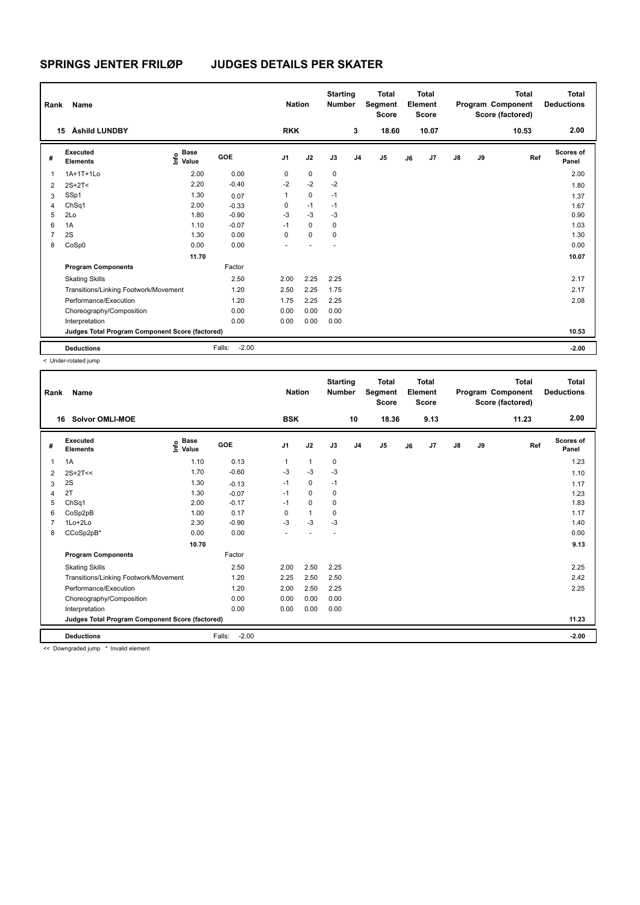# SPRINGS JENTER FRILØP JUDGES DETAILS PER SKATER

| Rank | Name | Nation | Starting Number | Total Segment Score | Total Element Score | Total Program Component Score (factored) | Total Deductions |
|---|---|---|---|---|---|---|---|
| 15 | Åshild LUNDBY | RKK | 3 | 18.60 | 10.07 | 10.53 | 2.00 |

| # | Executed Elements | Info | Base Value | GOE | J1 | J2 | J3 | J4 | J5 | J6 | J7 | J8 | J9 | Ref | Scores of Panel |
|---|---|---|---|---|---|---|---|---|---|---|---|---|---|---|---|
| 1 | 1A+1T+1Lo | | 2.00 | 0.00 | 0 | 0 | 0 | | | | | | | | 2.00 |
| 2 | 2S+2T< | | 2.20 | -0.40 | -2 | -2 | -2 | | | | | | | | 1.80 |
| 3 | SSp1 | | 1.30 | 0.07 | 1 | 0 | -1 | | | | | | | | 1.37 |
| 4 | ChSq1 | | 2.00 | -0.33 | 0 | -1 | -1 | | | | | | | | 1.67 |
| 5 | 2Lo | | 1.80 | -0.90 | -3 | -3 | -3 | | | | | | | | 0.90 |
| 6 | 1A | | 1.10 | -0.07 | -1 | 0 | 0 | | | | | | | | 1.03 |
| 7 | 2S | | 1.30 | 0.00 | 0 | 0 | 0 | | | | | | | | 1.30 |
| 8 | CoSp0 | | 0.00 | 0.00 | - | - | - | | | | | | | | 0.00 |
| | | | 11.70 | | | | | | | | | | | | 10.07 |
| | **Program Components** | | | Factor | | | | | | | | | | | |
| | Skating Skills | | | 2.50 | 2.00 | 2.25 | 2.25 | | | | | | | | 2.17 |
| | Transitions/Linking Footwork/Movement | | | 1.20 | 2.50 | 2.25 | 1.75 | | | | | | | | 2.17 |
| | Performance/Execution | | | 1.20 | 1.75 | 2.25 | 2.25 | | | | | | | | 2.08 |
| | Choreography/Composition | | | 0.00 | 0.00 | 0.00 | 0.00 | | | | | | | | |
| | Interpretation | | | 0.00 | 0.00 | 0.00 | 0.00 | | | | | | | | |
| | **Judges Total Program Component Score (factored)** | | | | | | | | | | | | | | 10.53 |
| | **Deductions** | | | Falls: -2.00 | | | | | | | | | | | -2.00 |

< Under-rotated jump

| Rank | Name | Nation | Starting Number | Total Segment Score | Total Element Score | Total Program Component Score (factored) | Total Deductions |
|---|---|---|---|---|---|---|---|
| 16 | Solvor OMLI-MOE | BSK | 10 | 18.36 | 9.13 | 11.23 | 2.00 |

| # | Executed Elements | Info | Base Value | GOE | J1 | J2 | J3 | J4 | J5 | J6 | J7 | J8 | J9 | Ref | Scores of Panel |
|---|---|---|---|---|---|---|---|---|---|---|---|---|---|---|---|
| 1 | 1A | | 1.10 | 0.13 | 1 | 1 | 0 | | | | | | | | 1.23 |
| 2 | 2S+2T<< | | 1.70 | -0.60 | -3 | -3 | -3 | | | | | | | | 1.10 |
| 3 | 2S | | 1.30 | -0.13 | -1 | 0 | -1 | | | | | | | | 1.17 |
| 4 | 2T | | 1.30 | -0.07 | -1 | 0 | 0 | | | | | | | | 1.23 |
| 5 | ChSq1 | | 2.00 | -0.17 | -1 | 0 | 0 | | | | | | | | 1.83 |
| 6 | CoSp2pB | | 1.00 | 0.17 | 0 | 1 | 0 | | | | | | | | 1.17 |
| 7 | 1Lo+2Lo | | 2.30 | -0.90 | -3 | -3 | -3 | | | | | | | | 1.40 |
| 8 | CCoSp2pB* | | 0.00 | 0.00 | - | - | - | | | | | | | | 0.00 |
| | | | 10.70 | | | | | | | | | | | | 9.13 |
| | **Program Components** | | | Factor | | | | | | | | | | | |
| | Skating Skills | | | 2.50 | 2.00 | 2.50 | 2.25 | | | | | | | | 2.25 |
| | Transitions/Linking Footwork/Movement | | | 1.20 | 2.25 | 2.50 | 2.50 | | | | | | | | 2.42 |
| | Performance/Execution | | | 1.20 | 2.00 | 2.50 | 2.25 | | | | | | | | 2.25 |
| | Choreography/Composition | | | 0.00 | 0.00 | 0.00 | 0.00 | | | | | | | | |
| | Interpretation | | | 0.00 | 0.00 | 0.00 | 0.00 | | | | | | | | |
| | **Judges Total Program Component Score (factored)** | | | | | | | | | | | | | | 11.23 |
| | **Deductions** | | | Falls: -2.00 | | | | | | | | | | | -2.00 |

<< Downgraded jump * Invalid element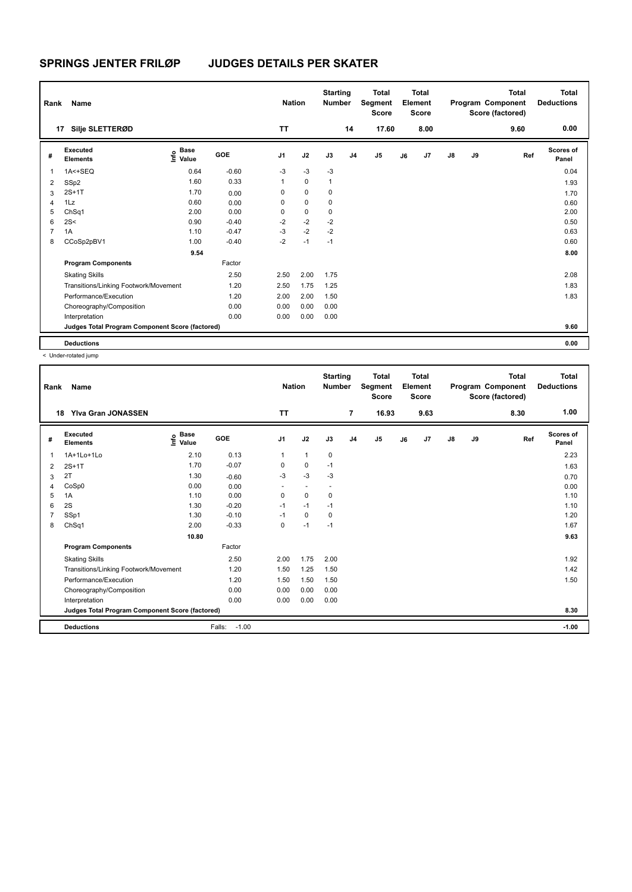# SPRINGS JENTER FRILØP JUDGES DETAILS PER SKATER

| Rank | Name | Nation | Starting Number | Total Segment Score | Total Element Score | Total Program Component Score (factored) | Total Deductions |
|---|---|---|---|---|---|---|---|
| 17 | Silje SLETTERØD | TT | 14 | 17.60 | 8.00 | 9.60 | 0.00 |

| # | Executed Elements | Info | Base Value | GOE | J1 | J2 | J3 | J4 | J5 | J6 | J7 | J8 | J9 | Ref | Scores of Panel |
|---|---|---|---|---|---|---|---|---|---|---|---|---|---|---|---|
| 1 | 1A<+SEQ | | 0.64 | -0.60 | -3 | -3 | -3 | | | | | | | | 0.04 |
| 2 | SSp2 | | 1.60 | 0.33 | 1 | 0 | 1 | | | | | | | | 1.93 |
| 3 | 2S+1T | | 1.70 | 0.00 | 0 | 0 | 0 | | | | | | | | 1.70 |
| 4 | 1Lz | | 0.60 | 0.00 | 0 | 0 | 0 | | | | | | | | 0.60 |
| 5 | ChSq1 | | 2.00 | 0.00 | 0 | 0 | 0 | | | | | | | | 2.00 |
| 6 | 2S< | | 0.90 | -0.40 | -2 | -2 | -2 | | | | | | | | 0.50 |
| 7 | 1A | | 1.10 | -0.47 | -3 | -2 | -2 | | | | | | | | 0.63 |
| 8 | CCoSp2pBV1 | | 1.00 | -0.40 | -2 | -1 | -1 | | | | | | | | 0.60 |
| | | | 9.54 | | | | | | | | | | | | 8.00 |
| | **Program Components** | | | Factor | | | | | | | | | | | |
| | Skating Skills | | | 2.50 | 2.50 | 2.00 | 1.75 | | | | | | | | 2.08 |
| | Transitions/Linking Footwork/Movement | | | 1.20 | 2.50 | 1.75 | 1.25 | | | | | | | | 1.83 |
| | Performance/Execution | | | 1.20 | 2.00 | 2.00 | 1.50 | | | | | | | | 1.83 |
| | Choreography/Composition | | | 0.00 | 0.00 | 0.00 | 0.00 | | | | | | | | |
| | Interpretation | | | 0.00 | 0.00 | 0.00 | 0.00 | | | | | | | | |
| | **Judges Total Program Component Score (factored)** | | | | | | | | | | | | | | 9.60 |
| | **Deductions** | | | | | | | | | | | | | | 0.00 |

< Under-rotated jump

| Rank | Name | Nation | Starting Number | Total Segment Score | Total Element Score | Total Program Component Score (factored) | Total Deductions |
|---|---|---|---|---|---|---|---|
| 18 | Ylva Gran JONASSEN | TT | 7 | 16.93 | 9.63 | 8.30 | 1.00 |

| # | Executed Elements | Info | Base Value | GOE | J1 | J2 | J3 | J4 | J5 | J6 | J7 | J8 | J9 | Ref | Scores of Panel |
|---|---|---|---|---|---|---|---|---|---|---|---|---|---|---|---|
| 1 | 1A+1Lo+1Lo | | 2.10 | 0.13 | 1 | 1 | 0 | | | | | | | | 2.23 |
| 2 | 2S+1T | | 1.70 | -0.07 | 0 | 0 | -1 | | | | | | | | 1.63 |
| 3 | 2T | | 1.30 | -0.60 | -3 | -3 | -3 | | | | | | | | 0.70 |
| 4 | CoSp0 | | 0.00 | 0.00 | - | - | - | | | | | | | | 0.00 |
| 5 | 1A | | 1.10 | 0.00 | 0 | 0 | 0 | | | | | | | | 1.10 |
| 6 | 2S | | 1.30 | -0.20 | -1 | -1 | -1 | | | | | | | | 1.10 |
| 7 | SSp1 | | 1.30 | -0.10 | -1 | 0 | 0 | | | | | | | | 1.20 |
| 8 | ChSq1 | | 2.00 | -0.33 | 0 | -1 | -1 | | | | | | | | 1.67 |
| | | | 10.80 | | | | | | | | | | | | 9.63 |
| | **Program Components** | | | Factor | | | | | | | | | | | |
| | Skating Skills | | | 2.50 | 2.00 | 1.75 | 2.00 | | | | | | | | 1.92 |
| | Transitions/Linking Footwork/Movement | | | 1.20 | 1.50 | 1.25 | 1.50 | | | | | | | | 1.42 |
| | Performance/Execution | | | 1.20 | 1.50 | 1.50 | 1.50 | | | | | | | | 1.50 |
| | Choreography/Composition | | | 0.00 | 0.00 | 0.00 | 0.00 | | | | | | | | |
| | Interpretation | | | 0.00 | 0.00 | 0.00 | 0.00 | | | | | | | | |
| | **Judges Total Program Component Score (factored)** | | | | | | | | | | | | | | 8.30 |
| | **Deductions** | | | Falls: -1.00 | | | | | | | | | | | -1.00 |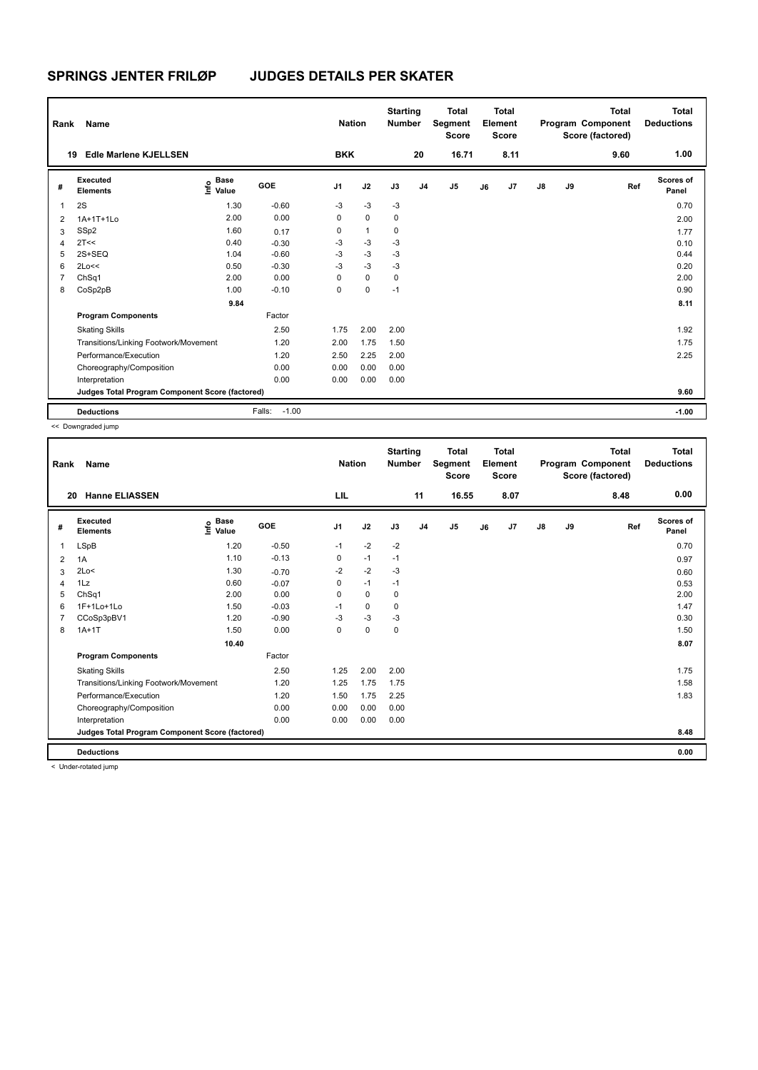## SPRINGS JENTER FRILØP JUDGES DETAILS PER SKATER

| Rank | Name | Nation | Starting Number | Total Segment Score | Total Element Score | Total Program Component Score (factored) | Total Deductions |
|---|---|---|---|---|---|---|---|
| 19 | Edle Marlene KJELLSEN | BKK | 20 | 16.71 | 8.11 | 9.60 | 1.00 |

| # | Executed Elements | Info | Base Value | GOE | J1 | J2 | J3 | J4 | J5 | J6 | J7 | J8 | J9 | Ref | Scores of Panel |
|---|---|---|---|---|---|---|---|---|---|---|---|---|---|---|---|
| 1 | 2S | | 1.30 | -0.60 | -3 | -3 | -3 | | | | | | | | 0.70 |
| 2 | 1A+1T+1Lo | | 2.00 | 0.00 | 0 | 0 | 0 | | | | | | | | 2.00 |
| 3 | SSp2 | | 1.60 | 0.17 | 0 | 1 | 0 | | | | | | | | 1.77 |
| 4 | 2T<< | | 0.40 | -0.30 | -3 | -3 | -3 | | | | | | | | 0.10 |
| 5 | 2S+SEQ | | 1.04 | -0.60 | -3 | -3 | -3 | | | | | | | | 0.44 |
| 6 | 2Lo<< | | 0.50 | -0.30 | -3 | -3 | -3 | | | | | | | | 0.20 |
| 7 | ChSq1 | | 2.00 | 0.00 | 0 | 0 | 0 | | | | | | | | 2.00 |
| 8 | CoSp2pB | | 1.00 | -0.10 | 0 | 0 | -1 | | | | | | | | 0.90 |
| | | | 9.84 | | | | | | | | | | | | 8.11 |
| | **Program Components** | | | Factor | | | | | | | | | | | |
| | Skating Skills | | | 2.50 | 1.75 | 2.00 | 2.00 | | | | | | | | 1.92 |
| | Transitions/Linking Footwork/Movement | | | 1.20 | 2.00 | 1.75 | 1.50 | | | | | | | | 1.75 |
| | Performance/Execution | | | 1.20 | 2.50 | 2.25 | 2.00 | | | | | | | | 2.25 |
| | Choreography/Composition | | | 0.00 | 0.00 | 0.00 | 0.00 | | | | | | | | |
| | Interpretation | | | 0.00 | 0.00 | 0.00 | 0.00 | | | | | | | | |
| | **Judges Total Program Component Score (factored)** | | | | | | | | | | | | | | 9.60 |
| | **Deductions** | | | Falls: -1.00 | | | | | | | | | | | -1.00 |

<< Downgraded jump

| Rank | Name | Nation | Starting Number | Total Segment Score | Total Element Score | Total Program Component Score (factored) | Total Deductions |
|---|---|---|---|---|---|---|---|
| 20 | Hanne ELIASSEN | LIL | 11 | 16.55 | 8.07 | 8.48 | 0.00 |

| # | Executed Elements | Info | Base Value | GOE | J1 | J2 | J3 | J4 | J5 | J6 | J7 | J8 | J9 | Ref | Scores of Panel |
|---|---|---|---|---|---|---|---|---|---|---|---|---|---|---|---|
| 1 | LSpB | | 1.20 | -0.50 | -1 | -2 | -2 | | | | | | | | 0.70 |
| 2 | 1A | | 1.10 | -0.13 | 0 | -1 | -1 | | | | | | | | 0.97 |
| 3 | 2Lo< | | 1.30 | -0.70 | -2 | -2 | -3 | | | | | | | | 0.60 |
| 4 | 1Lz | | 0.60 | -0.07 | 0 | -1 | -1 | | | | | | | | 0.53 |
| 5 | ChSq1 | | 2.00 | 0.00 | 0 | 0 | 0 | | | | | | | | 2.00 |
| 6 | 1F+1Lo+1Lo | | 1.50 | -0.03 | -1 | 0 | 0 | | | | | | | | 1.47 |
| 7 | CCoSp3pBV1 | | 1.20 | -0.90 | -3 | -3 | -3 | | | | | | | | 0.30 |
| 8 | 1A+1T | | 1.50 | 0.00 | 0 | 0 | 0 | | | | | | | | 1.50 |
| | | | 10.40 | | | | | | | | | | | | 8.07 |
| | **Program Components** | | | Factor | | | | | | | | | | | |
| | Skating Skills | | | 2.50 | 1.25 | 2.00 | 2.00 | | | | | | | | 1.75 |
| | Transitions/Linking Footwork/Movement | | | 1.20 | 1.25 | 1.75 | 1.75 | | | | | | | | 1.58 |
| | Performance/Execution | | | 1.20 | 1.50 | 1.75 | 2.25 | | | | | | | | 1.83 |
| | Choreography/Composition | | | 0.00 | 0.00 | 0.00 | 0.00 | | | | | | | | |
| | Interpretation | | | 0.00 | 0.00 | 0.00 | 0.00 | | | | | | | | |
| | **Judges Total Program Component Score (factored)** | | | | | | | | | | | | | | 8.48 |
| | **Deductions** | | | | | | | | | | | | | | 0.00 |

< Under-rotated jump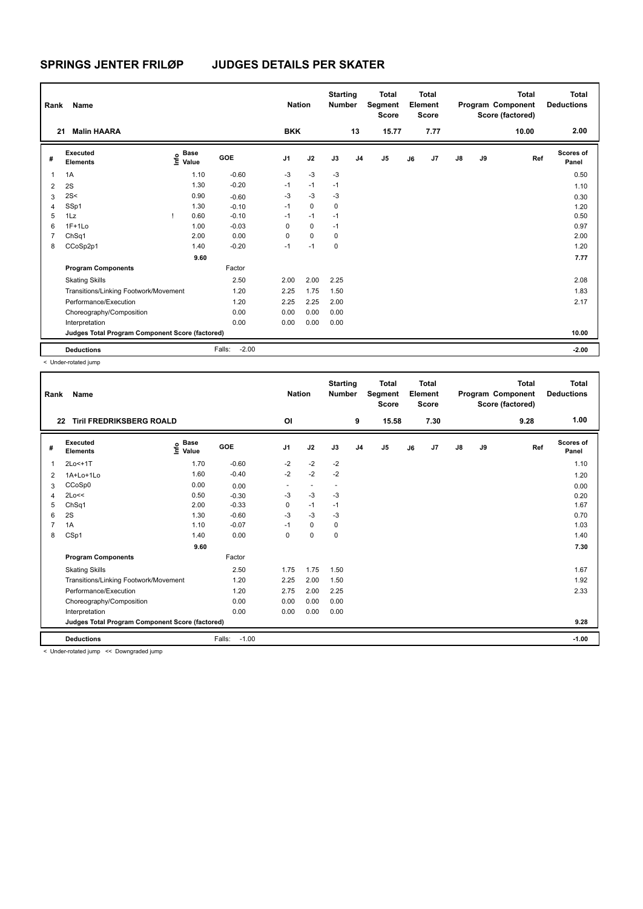# SPRINGS JENTER FRILØP JUDGES DETAILS PER SKATER

| Rank | Name | Nation | Starting Number | Total Segment Score | Total Element Score | Total Program Component Score (factored) | Total Deductions |
|---|---|---|---|---|---|---|---|
| 21 | Malin HAARA | BKK | 13 | 15.77 | 7.77 | 10.00 | 2.00 |

| # | Executed Elements | Info | Base Value | GOE | J1 | J2 | J3 | J4 | J5 | J6 | J7 | J8 | J9 | Ref | Scores of Panel |
|---|---|---|---|---|---|---|---|---|---|---|---|---|---|---|---|
| 1 | 1A | | 1.10 | -0.60 | -3 | -3 | -3 | | | | | | | | 0.50 |
| 2 | 2S | | 1.30 | -0.20 | -1 | -1 | -1 | | | | | | | | 1.10 |
| 3 | 2S< | | 0.90 | -0.60 | -3 | -3 | -3 | | | | | | | | 0.30 |
| 4 | SSp1 | | 1.30 | -0.10 | -1 | 0 | 0 | | | | | | | | 1.20 |
| 5 | 1Lz | ! | 0.60 | -0.10 | -1 | -1 | -1 | | | | | | | | 0.50 |
| 6 | 1F+1Lo | | 1.00 | -0.03 | 0 | 0 | -1 | | | | | | | | 0.97 |
| 7 | ChSq1 | | 2.00 | 0.00 | 0 | 0 | 0 | | | | | | | | 2.00 |
| 8 | CCoSp2p1 | | 1.40 | -0.20 | -1 | -1 | 0 | | | | | | | | 1.20 |
| | | | 9.60 | | | | | | | | | | | | 7.77 |
| | **Program Components** | | | Factor | | | | | | | | | | | |
| | Skating Skills | | | 2.50 | 2.00 | 2.00 | 2.25 | | | | | | | | 2.08 |
| | Transitions/Linking Footwork/Movement | | | 1.20 | 2.25 | 1.75 | 1.50 | | | | | | | | 1.83 |
| | Performance/Execution | | | 1.20 | 2.25 | 2.25 | 2.00 | | | | | | | | 2.17 |
| | Choreography/Composition | | | 0.00 | 0.00 | 0.00 | 0.00 | | | | | | | | |
| | Interpretation | | | 0.00 | 0.00 | 0.00 | 0.00 | | | | | | | | |
| | **Judges Total Program Component Score (factored)** | | | | | | | | | | | | | | 10.00 |
| | **Deductions** | | Falls: | -2.00 | | | | | | | | | | | -2.00 |

< Under-rotated jump

| Rank | Name | Nation | Starting Number | Total Segment Score | Total Element Score | Total Program Component Score (factored) | Total Deductions |
|---|---|---|---|---|---|---|---|
| 22 | Tiril FREDRIKSBERG ROALD | OI | 9 | 15.58 | 7.30 | 9.28 | 1.00 |

| # | Executed Elements | Info | Base Value | GOE | J1 | J2 | J3 | J4 | J5 | J6 | J7 | J8 | J9 | Ref | Scores of Panel |
|---|---|---|---|---|---|---|---|---|---|---|---|---|---|---|---|
| 1 | 2Lo<+1T | | 1.70 | -0.60 | -2 | -2 | -2 | | | | | | | | 1.10 |
| 2 | 1A+Lo+1Lo | | 1.60 | -0.40 | -2 | -2 | -2 | | | | | | | | 1.20 |
| 3 | CCoSp0 | | 0.00 | 0.00 | - | - | - | | | | | | | | 0.00 |
| 4 | 2Lo<< | | 0.50 | -0.30 | -3 | -3 | -3 | | | | | | | | 0.20 |
| 5 | ChSq1 | | 2.00 | -0.33 | 0 | -1 | -1 | | | | | | | | 1.67 |
| 6 | 2S | | 1.30 | -0.60 | -3 | -3 | -3 | | | | | | | | 0.70 |
| 7 | 1A | | 1.10 | -0.07 | -1 | 0 | 0 | | | | | | | | 1.03 |
| 8 | CSp1 | | 1.40 | 0.00 | 0 | 0 | 0 | | | | | | | | 1.40 |
| | | | 9.60 | | | | | | | | | | | | 7.30 |
| | **Program Components** | | | Factor | | | | | | | | | | | |
| | Skating Skills | | | 2.50 | 1.75 | 1.75 | 1.50 | | | | | | | | 1.67 |
| | Transitions/Linking Footwork/Movement | | | 1.20 | 2.25 | 2.00 | 1.50 | | | | | | | | 1.92 |
| | Performance/Execution | | | 1.20 | 2.75 | 2.00 | 2.25 | | | | | | | | 2.33 |
| | Choreography/Composition | | | 0.00 | 0.00 | 0.00 | 0.00 | | | | | | | | |
| | Interpretation | | | 0.00 | 0.00 | 0.00 | 0.00 | | | | | | | | |
| | **Judges Total Program Component Score (factored)** | | | | | | | | | | | | | | 9.28 |
| | **Deductions** | | Falls: | -1.00 | | | | | | | | | | | -1.00 |

< Under-rotated jump << Downgraded jump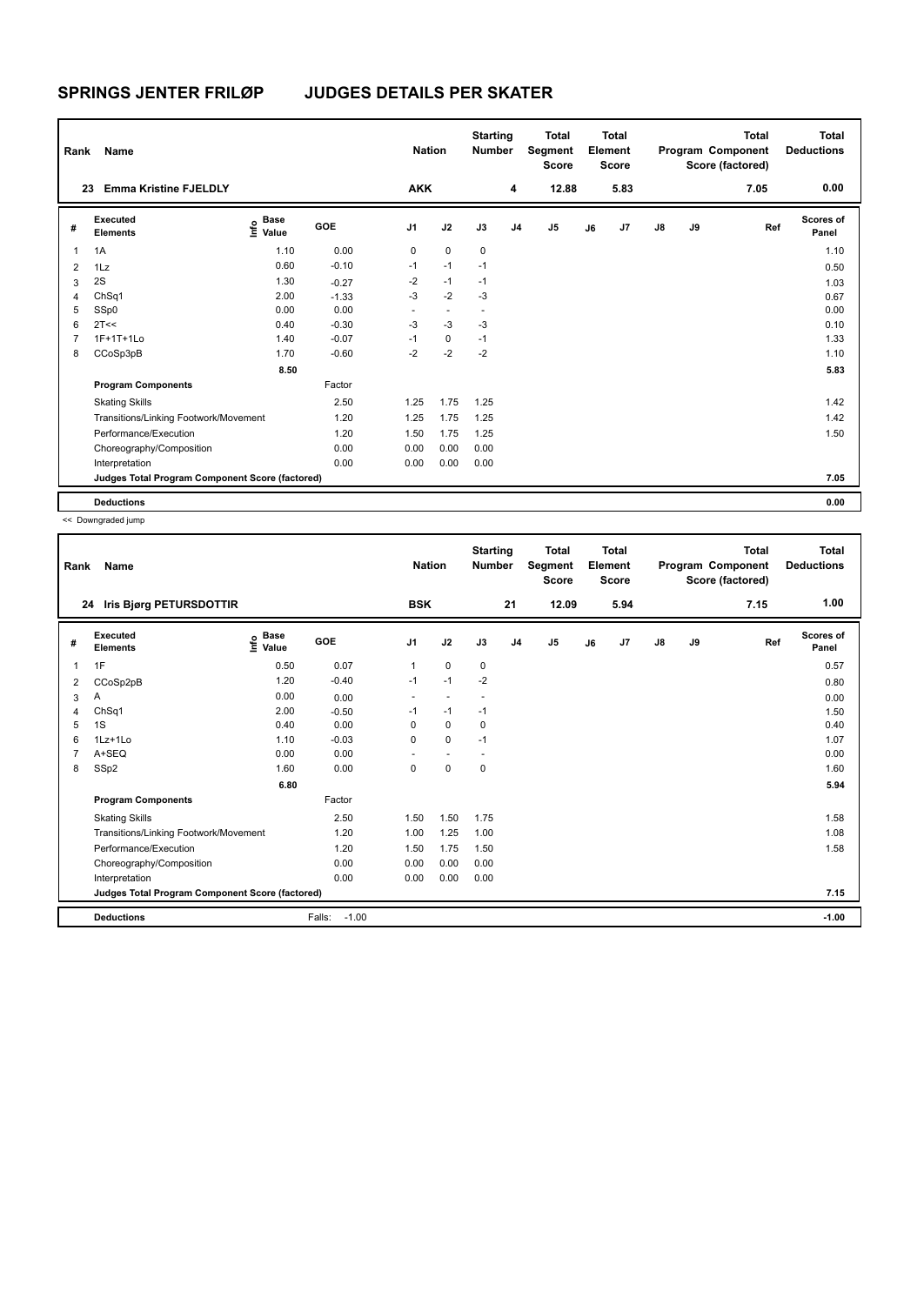# SPRINGS JENTER FRILØP JUDGES DETAILS PER SKATER

| Rank | Name | Nation | Starting Number | Total Segment Score | Total Element Score | Total Program Component Score (factored) | Total Deductions |
|---|---|---|---|---|---|---|---|
| 23 | Emma Kristine FJELDLY | AKK | 4 | 12.88 | 5.83 | 7.05 | 0.00 |

| # | Executed Elements | Info | Base Value | GOE | J1 | J2 | J3 | J4 | J5 | J6 | J7 | J8 | J9 | Ref | Scores of Panel |
|---|---|---|---|---|---|---|---|---|---|---|---|---|---|---|---|
| 1 | 1A | | 1.10 | 0.00 | 0 | 0 | 0 | | | | | | | | 1.10 |
| 2 | 1Lz | | 0.60 | -0.10 | -1 | -1 | -1 | | | | | | | | 0.50 |
| 3 | 2S | | 1.30 | -0.27 | -2 | -1 | -1 | | | | | | | | 1.03 |
| 4 | ChSq1 | | 2.00 | -1.33 | -3 | -2 | -3 | | | | | | | | 0.67 |
| 5 | SSp0 | | 0.00 | 0.00 | - | - | - | | | | | | | | 0.00 |
| 6 | 2T<< | | 0.40 | -0.30 | -3 | -3 | -3 | | | | | | | | 0.10 |
| 7 | 1F+1T+1Lo | | 1.40 | -0.07 | -1 | 0 | -1 | | | | | | | | 1.33 |
| 8 | CCoSp3pB | | 1.70 | -0.60 | -2 | -2 | -2 | | | | | | | | 1.10 |
| | | | 8.50 | | | | | | | | | | | | 5.83 |
| | **Program Components** | | | Factor | | | | | | | | | | | |
| | Skating Skills | | | 2.50 | 1.25 | 1.75 | 1.25 | | | | | | | | 1.42 |
| | Transitions/Linking Footwork/Movement | | | 1.20 | 1.25 | 1.75 | 1.25 | | | | | | | | 1.42 |
| | Performance/Execution | | | 1.20 | 1.50 | 1.75 | 1.25 | | | | | | | | 1.50 |
| | Choreography/Composition | | | 0.00 | 0.00 | 0.00 | 0.00 | | | | | | | | |
| | Interpretation | | | 0.00 | 0.00 | 0.00 | 0.00 | | | | | | | | |
| | **Judges Total Program Component Score (factored)** | | | | | | | | | | | | | | 7.05 |
| | **Deductions** | | | | | | | | | | | | | | 0.00 |

<< Downgraded jump

| Rank | Name | Nation | Starting Number | Total Segment Score | Total Element Score | Total Program Component Score (factored) | Total Deductions |
|---|---|---|---|---|---|---|---|
| 24 | Iris Bjørg PETURSDOTTIR | BSK | 21 | 12.09 | 5.94 | 7.15 | 1.00 |

| # | Executed Elements | Info | Base Value | GOE | J1 | J2 | J3 | J4 | J5 | J6 | J7 | J8 | J9 | Ref | Scores of Panel |
|---|---|---|---|---|---|---|---|---|---|---|---|---|---|---|---|
| 1 | 1F | | 0.50 | 0.07 | 1 | 0 | 0 | | | | | | | | 0.57 |
| 2 | CCoSp2pB | | 1.20 | -0.40 | -1 | -1 | -2 | | | | | | | | 0.80 |
| 3 | A | | 0.00 | 0.00 | - | - | - | | | | | | | | 0.00 |
| 4 | ChSq1 | | 2.00 | -0.50 | -1 | -1 | -1 | | | | | | | | 1.50 |
| 5 | 1S | | 0.40 | 0.00 | 0 | 0 | 0 | | | | | | | | 0.40 |
| 6 | 1Lz+1Lo | | 1.10 | -0.03 | 0 | 0 | -1 | | | | | | | | 1.07 |
| 7 | A+SEQ | | 0.00 | 0.00 | - | - | - | | | | | | | | 0.00 |
| 8 | SSp2 | | 1.60 | 0.00 | 0 | 0 | 0 | | | | | | | | 1.60 |
| | | | 6.80 | | | | | | | | | | | | 5.94 |
| | **Program Components** | | | Factor | | | | | | | | | | | |
| | Skating Skills | | | 2.50 | 1.50 | 1.50 | 1.75 | | | | | | | | 1.58 |
| | Transitions/Linking Footwork/Movement | | | 1.20 | 1.00 | 1.25 | 1.00 | | | | | | | | 1.08 |
| | Performance/Execution | | | 1.20 | 1.50 | 1.75 | 1.50 | | | | | | | | 1.58 |
| | Choreography/Composition | | | 0.00 | 0.00 | 0.00 | 0.00 | | | | | | | | |
| | Interpretation | | | 0.00 | 0.00 | 0.00 | 0.00 | | | | | | | | |
| | **Judges Total Program Component Score (factored)** | | | | | | | | | | | | | | 7.15 |
| | **Deductions** | | | Falls: -1.00 | | | | | | | | | | | -1.00 |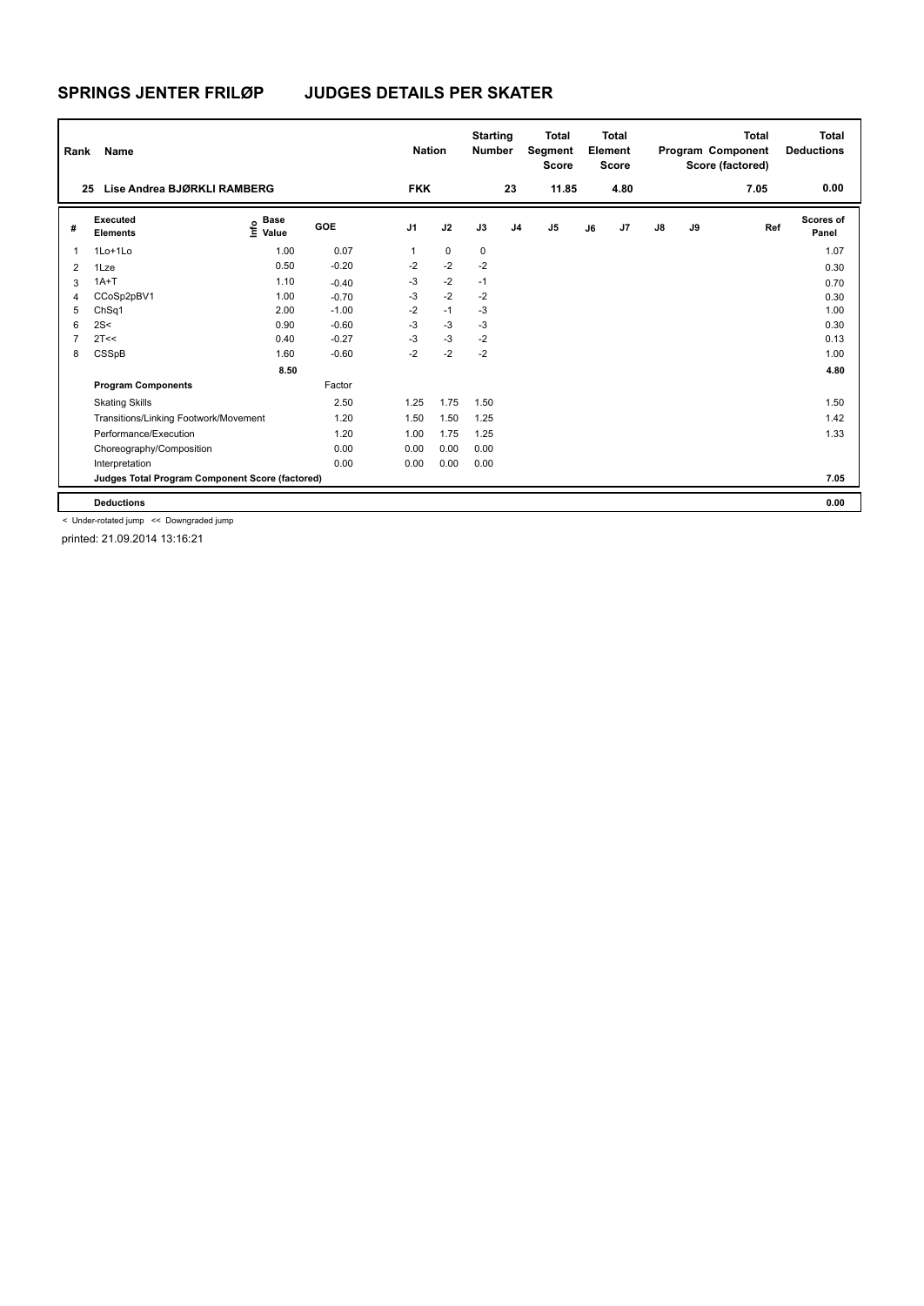# SPRINGS JENTER FRILØP JUDGES DETAILS PER SKATER

| Rank | Name | Nation | Starting Number | Total Segment Score | Total Element Score | Total Program Component Score (factored) | Total Deductions |
|---|---|---|---|---|---|---|---|
| 25 | Lise Andrea BJØRKLI RAMBERG | FKK | 23 | 11.85 | 4.80 | 7.05 | 0.00 |

| # | Executed Elements | Info | Base Value | GOE | J1 | J2 | J3 | J4 | J5 | J6 | J7 | J8 | J9 | Ref | Scores of Panel |
|---|---|---|---|---|---|---|---|---|---|---|---|---|---|---|---|
| 1 | 1Lo+1Lo | | 1.00 | 0.07 | 1 | 0 | 0 | | | | | | | | 1.07 |
| 2 | 1Lze | | 0.50 | -0.20 | -2 | -2 | -2 | | | | | | | | 0.30 |
| 3 | 1A+T | | 1.10 | -0.40 | -3 | -2 | -1 | | | | | | | | 0.70 |
| 4 | CCoSp2pBV1 | | 1.00 | -0.70 | -3 | -2 | -2 | | | | | | | | 0.30 |
| 5 | ChSq1 | | 2.00 | -1.00 | -2 | -1 | -3 | | | | | | | | 1.00 |
| 6 | 2S< | | 0.90 | -0.60 | -3 | -3 | -3 | | | | | | | | 0.30 |
| 7 | 2T<< | | 0.40 | -0.27 | -3 | -3 | -2 | | | | | | | | 0.13 |
| 8 | CSSpB | | 1.60 | -0.60 | -2 | -2 | -2 | | | | | | | | 1.00 |
| | | | 8.50 | | | | | | | | | | | | 4.80 |
| | **Program Components** | | | Factor | | | | | | | | | | | |
| | Skating Skills | | | 2.50 | 1.25 | 1.75 | 1.50 | | | | | | | | 1.50 |
| | Transitions/Linking Footwork/Movement | | | 1.20 | 1.50 | 1.50 | 1.25 | | | | | | | | 1.42 |
| | Performance/Execution | | | 1.20 | 1.00 | 1.75 | 1.25 | | | | | | | | 1.33 |
| | Choreography/Composition | | | 0.00 | 0.00 | 0.00 | 0.00 | | | | | | | | |
| | Interpretation | | | 0.00 | 0.00 | 0.00 | 0.00 | | | | | | | | |
| | **Judges Total Program Component Score (factored)** | | | | | | | | | | | | | | 7.05 |
| | **Deductions** | | | | | | | | | | | | | | 0.00 |

< Under-rotated jump << Downgraded jump

printed: 21.09.2014 13:16:21